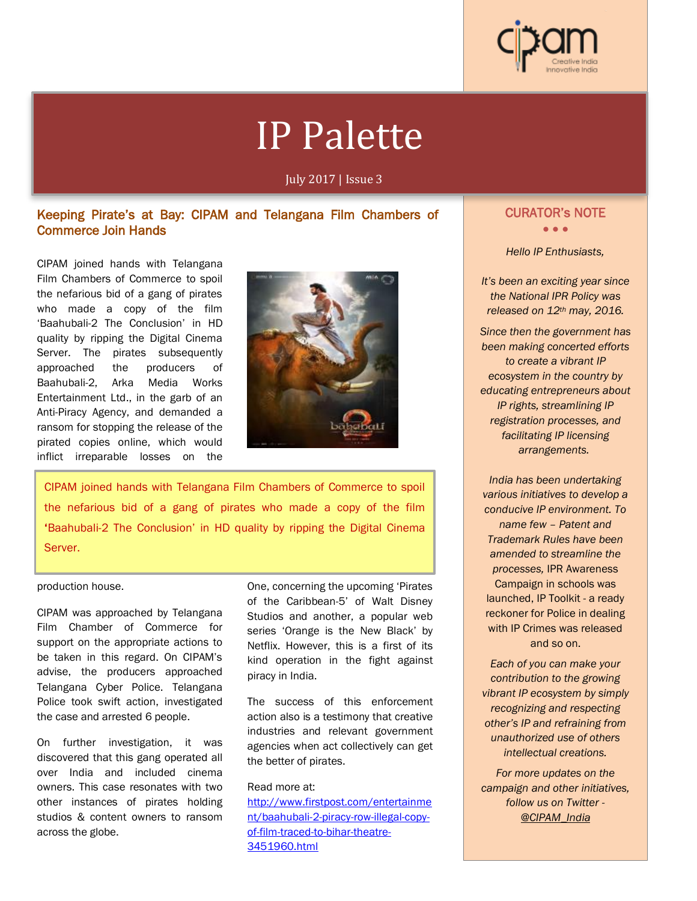# IP Palette

July 2017 | Issue 3

## Keeping Pirate's at Bay: CIPAM and Telangana Film Chambers of Commerce Join Hands

CIPAM joined hands with Telangana Film Chambers of Commerce to spoil the nefarious bid of a gang of pirates who made a copy of the film 'Baahubali-2 The Conclusion' in HD quality by ripping the Digital Cinema Server. The pirates subsequently approached the producers of Baahubali-2, Arka Media Works Entertainment Ltd., in the garb of an Anti-Piracy Agency, and demanded a ransom for stopping the release of the pirated copies online, which would inflict irreparable losses on the production house.

> CIPAM joined hands with Telangana Film Chambers of Commerce to spoil the nefarious bid of a gang of pirates who made a copy of the film 'Baahubali-2 The Conclusion' in HD quality by ripping the Digital Cinema Server.

CIPAM was approached by Telangana Film Chamber of Commerce for support on the appropriate actions to be taken in this regard. On CIPAM's advise, the producers approached Telangana Cyber Police. Telangana Police took swift action, investigated the case and arrested 6 people.

On further investigation, it was discovered that this gang operated all over India and included cinema owners. This case resonates with two other instances of pirates holding studios & content owners to ransom across the globe. One, concerning the upcoming 'Pirates of the Caribbean-5' of Walt Disney Studios and another, a popular web series 'Orange is the New Black' by Netflix. However, this is a first of its kind operation in the fight against piracy in India.

The success of this enforcement action also is a testimony that creative industries and relevant government agencies when act collectively can get the better of pirates.

Read more at: [http://www.firstpost.com/entertainment/baahubali-2-piracy-row-illegal-copy-of-film-traced-to-bihar-theatre-3451960.html](http://www.firstpost.com/entertainment/baahubali-2-piracy-row-illegal-copy-of-film-traced-to-bihar-theatre-3451960.html)

## CURATOR's NOTE

*Hello IP Enthusiasts,*

*It's been an exciting year since the National IPR Policy was released on 12th may, 2016.*

*Since then the government has been making concerted efforts to create a vibrant IP ecosystem in the country by educating entrepreneurs about IP rights, streamlining IP registration processes, and facilitating IP licensing arrangements.*

*India has been undertaking various initiatives to develop a conducive IP environment. To name few – Patent and Trademark Rules have been amended to streamline the processes,* IPR Awareness Campaign in schools was launched, IP Toolkit - a ready reckoner for Police in dealing with IP Crimes was released and so on.

*Each of you can make your contribution to the growing vibrant IP ecosystem by simply recognizing and respecting other's IP and refraining from unauthorized use of others intellectual creations.*

*For more updates on the campaign and other initiatives, follow us on Twitter - @CIPAM_India*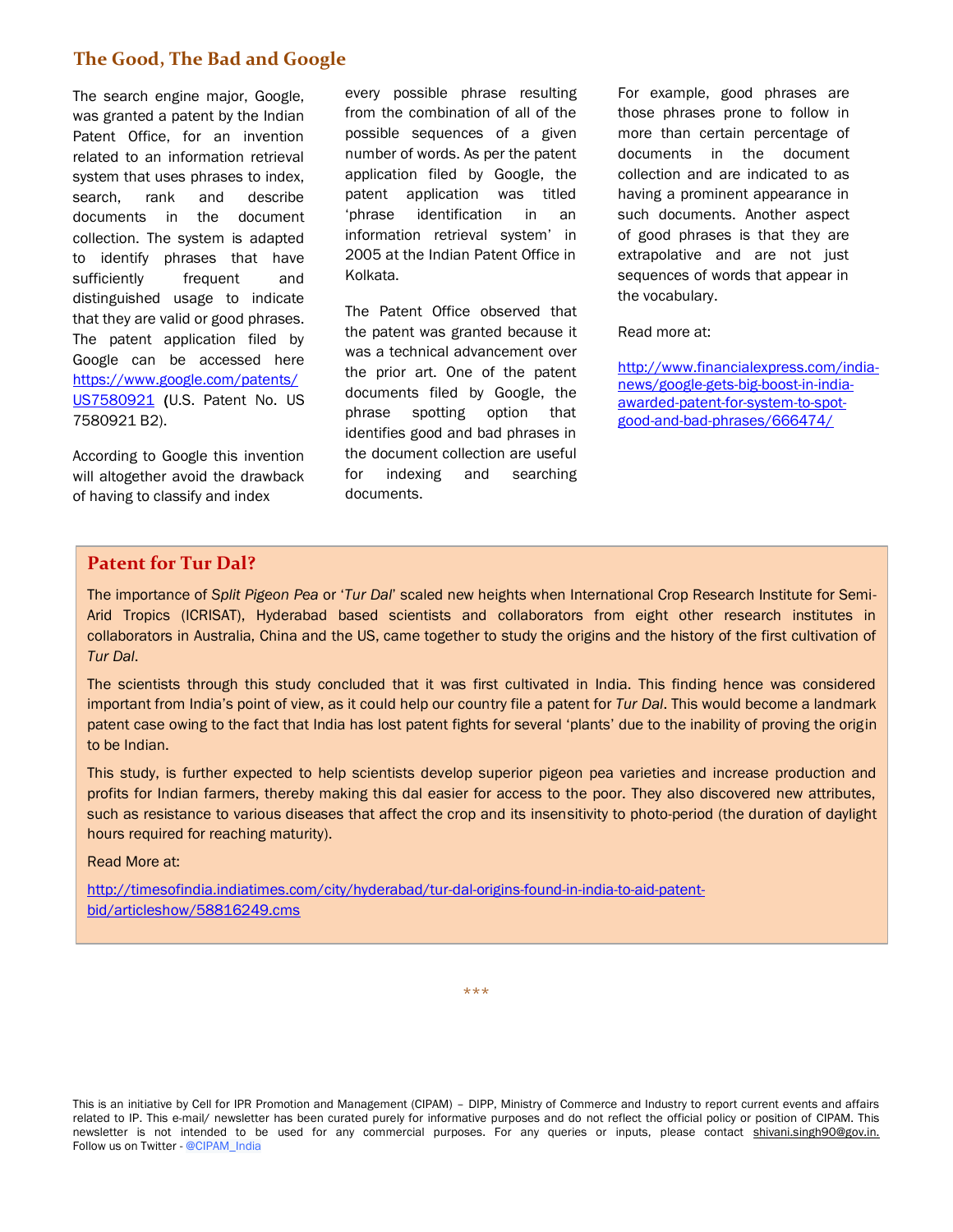## The Good, The Bad and Google

The search engine major, Google, was granted a patent by the Indian Patent Office, for an invention related to an information retrieval system that uses phrases to index, search, rank and describe documents in the document collection. The system is adapted to identify phrases that have sufficiently frequent and distinguished usage to indicate that they are valid or good phrases. The patent application filed by Google can be accessed here https://www.google.com/patents/US7580921 (U.S. Patent No. US 7580921 B2).

According to Google this invention will altogether avoid the drawback of having to classify and index every possible phrase resulting from the combination of all of the possible sequences of a given number of words. As per the patent application filed by Google, the patent application was titled 'phrase identification in an information retrieval system' in 2005 at the Indian Patent Office in Kolkata.

The Patent Office observed that the patent was granted because it was a technical advancement over the prior art. One of the patent documents filed by Google, the phrase spotting option that identifies good and bad phrases in the document collection are useful for indexing and searching documents.

For example, good phrases are those phrases prone to follow in more than certain percentage of documents in the document collection and are indicated to as having a prominent appearance in such documents. Another aspect of good phrases is that they are extrapolative and are not just sequences of words that appear in the vocabulary.

Read more at:

http://www.financialexpress.com/india-news/google-gets-big-boost-in-india-awarded-patent-for-system-to-spot-good-and-bad-phrases/666474/

## Patent for Tur Dal?

The importance of *Split Pigeon Pea* or '*Tur Dal*' scaled new heights when International Crop Research Institute for Semi-Arid Tropics (ICRISAT), Hyderabad based scientists and collaborators from eight other research institutes in collaborators in Australia, China and the US, came together to study the origins and the history of the first cultivation of *Tur Dal*.

The scientists through this study concluded that it was first cultivated in India. This finding hence was considered important from India's point of view, as it could help our country file a patent for *Tur Dal*. This would become a landmark patent case owing to the fact that India has lost patent fights for several 'plants' due to the inability of proving the origin to be Indian.

This study, is further expected to help scientists develop superior pigeon pea varieties and increase production and profits for Indian farmers, thereby making this dal easier for access to the poor. They also discovered new attributes, such as resistance to various diseases that affect the crop and its insensitivity to photo-period (the duration of daylight hours required for reaching maturity).

Read More at:

http://timesofindia.indiatimes.com/city/hyderabad/tur-dal-origins-found-in-india-to-aid-patent-bid/articleshow/58816249.cms

***

This is an initiative by Cell for IPR Promotion and Management (CIPAM) – DIPP, Ministry of Commerce and Industry to report current events and affairs related to IP. This e-mail/ newsletter has been curated purely for informative purposes and do not reflect the official policy or position of CIPAM. This newsletter is not intended to be used for any commercial purposes. For any queries or inputs, please contact shivani.singh90@gov.in. Follow us on Twitter - @CIPAM_India